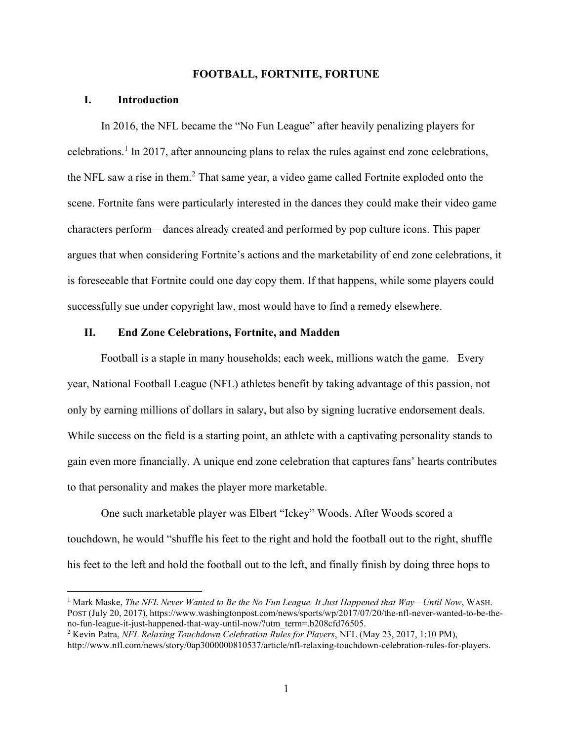# FOOTBALL, FORTNITE, FORTUNE

## I. Introduction

In 2016, the NFL became the "No Fun League" after heavily penalizing players for celebrations.[1] In 2017, after announcing plans to relax the rules against end zone celebrations, the NFL saw a rise in them.[2] That same year, a video game called Fortnite exploded onto the scene. Fortnite fans were particularly interested in the dances they could make their video game characters perform—dances already created and performed by pop culture icons. This paper argues that when considering Fortnite's actions and the marketability of end zone celebrations, it is foreseeable that Fortnite could one day copy them. If that happens, while some players could successfully sue under copyright law, most would have to find a remedy elsewhere.

## II. End Zone Celebrations, Fortnite, and Madden

Football is a staple in many households; each week, millions watch the game. Every year, National Football League (NFL) athletes benefit by taking advantage of this passion, not only by earning millions of dollars in salary, but also by signing lucrative endorsement deals. While success on the field is a starting point, an athlete with a captivating personality stands to gain even more financially. A unique end zone celebration that captures fans' hearts contributes to that personality and makes the player more marketable.

One such marketable player was Elbert "Ickey" Woods. After Woods scored a touchdown, he would "shuffle his feet to the right and hold the football out to the right, shuffle his feet to the left and hold the football out to the left, and finally finish by doing three hops to

---

[1] Mark Maske, *The NFL Never Wanted to Be the No Fun League. It Just Happened that Way—Until Now*, WASH. POST (July 20, 2017), https://www.washingtonpost.com/news/sports/wp/2017/07/20/the-nfl-never-wanted-to-be-the-no-fun-league-it-just-happened-that-way-until-now/?utm_term=.b208cfd76505.

[2] Kevin Patra, *NFL Relaxing Touchdown Celebration Rules for Players*, NFL (May 23, 2017, 1:10 PM), http://www.nfl.com/news/story/0ap3000000810537/article/nfl-relaxing-touchdown-celebration-rules-for-players.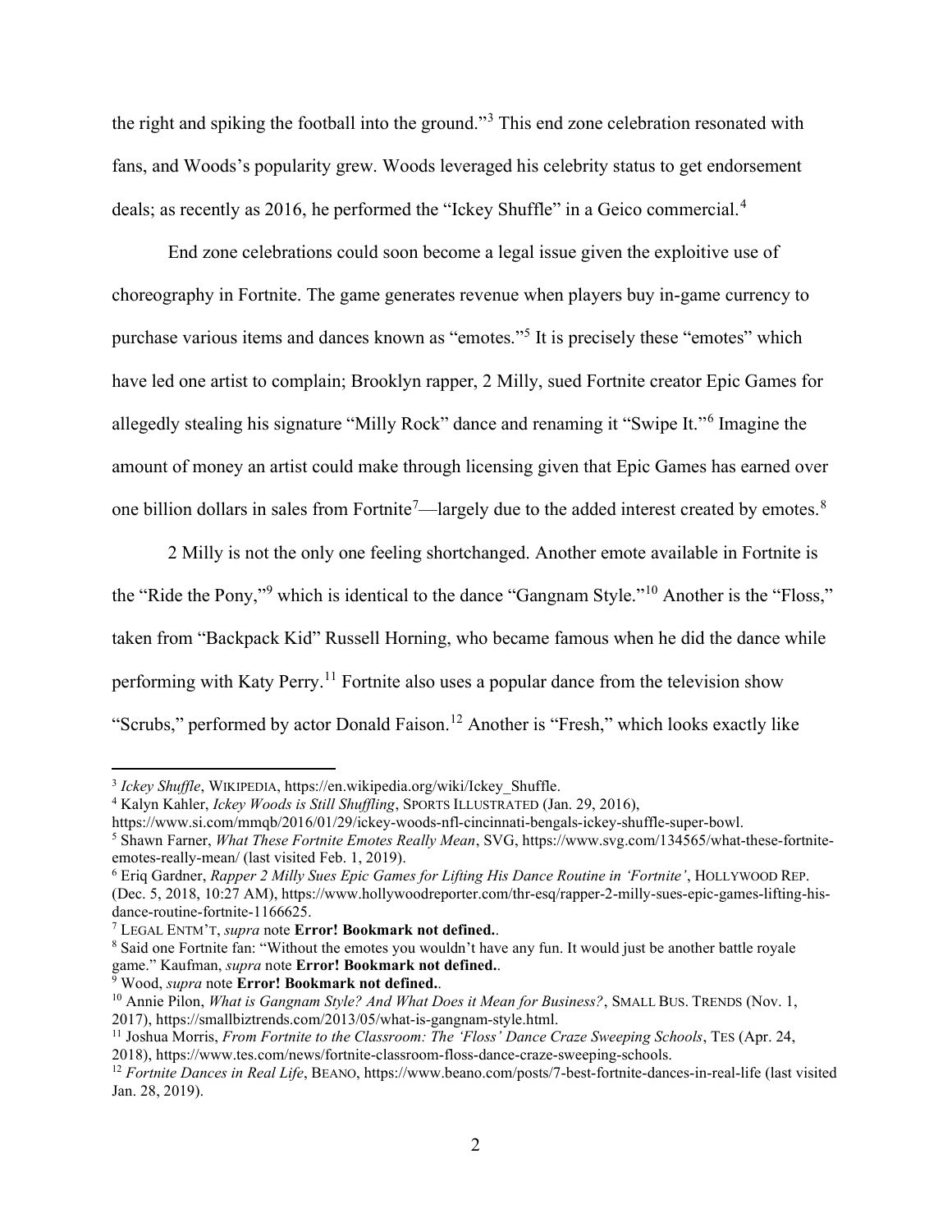the right and spiking the football into the ground."[3] This end zone celebration resonated with fans, and Woods's popularity grew. Woods leveraged his celebrity status to get endorsement deals; as recently as 2016, he performed the "Ickey Shuffle" in a Geico commercial.[4]

End zone celebrations could soon become a legal issue given the exploitive use of choreography in Fortnite. The game generates revenue when players buy in-game currency to purchase various items and dances known as "emotes."[5] It is precisely these "emotes" which have led one artist to complain; Brooklyn rapper, 2 Milly, sued Fortnite creator Epic Games for allegedly stealing his signature "Milly Rock" dance and renaming it "Swipe It."[6] Imagine the amount of money an artist could make through licensing given that Epic Games has earned over one billion dollars in sales from Fortnite[7]—largely due to the added interest created by emotes.[8]

2 Milly is not the only one feeling shortchanged. Another emote available in Fortnite is the "Ride the Pony,"[9] which is identical to the dance "Gangnam Style."[10] Another is the "Floss," taken from "Backpack Kid" Russell Horning, who became famous when he did the dance while performing with Katy Perry.[11] Fortnite also uses a popular dance from the television show "Scrubs," performed by actor Donald Faison.[12] Another is "Fresh," which looks exactly like

---

[3] *Ickey Shuffle*, WIKIPEDIA, https://en.wikipedia.org/wiki/Ickey_Shuffle.

[4] Kalyn Kahler, *Ickey Woods is Still Shuffling*, SPORTS ILLUSTRATED (Jan. 29, 2016), https://www.si.com/mmqb/2016/01/29/ickey-woods-nfl-cincinnati-bengals-ickey-shuffle-super-bowl.

[5] Shawn Farner, *What These Fortnite Emotes Really Mean*, SVG, https://www.svg.com/134565/what-these-fortnite-emotes-really-mean/ (last visited Feb. 1, 2019).

[6] Eriq Gardner, *Rapper 2 Milly Sues Epic Games for Lifting His Dance Routine in 'Fortnite'*, HOLLYWOOD REP. (Dec. 5, 2018, 10:27 AM), https://www.hollywoodreporter.com/thr-esq/rapper-2-milly-sues-epic-games-lifting-his-dance-routine-fortnite-1166625.

[7] LEGAL ENTM'T, *supra* note **Error! Bookmark not defined.**.

[8] Said one Fortnite fan: "Without the emotes you wouldn't have any fun. It would just be another battle royale game." Kaufman, *supra* note **Error! Bookmark not defined.**.

[9] Wood, *supra* note **Error! Bookmark not defined.**.

[10] Annie Pilon, *What is Gangnam Style? And What Does it Mean for Business?*, SMALL BUS. TRENDS (Nov. 1, 2017), https://smallbiztrends.com/2013/05/what-is-gangnam-style.html.

[11] Joshua Morris, *From Fortnite to the Classroom: The 'Floss' Dance Craze Sweeping Schools*, TES (Apr. 24, 2018), https://www.tes.com/news/fortnite-classroom-floss-dance-craze-sweeping-schools.

[12] *Fortnite Dances in Real Life*, BEANO, https://www.beano.com/posts/7-best-fortnite-dances-in-real-life (last visited Jan. 28, 2019).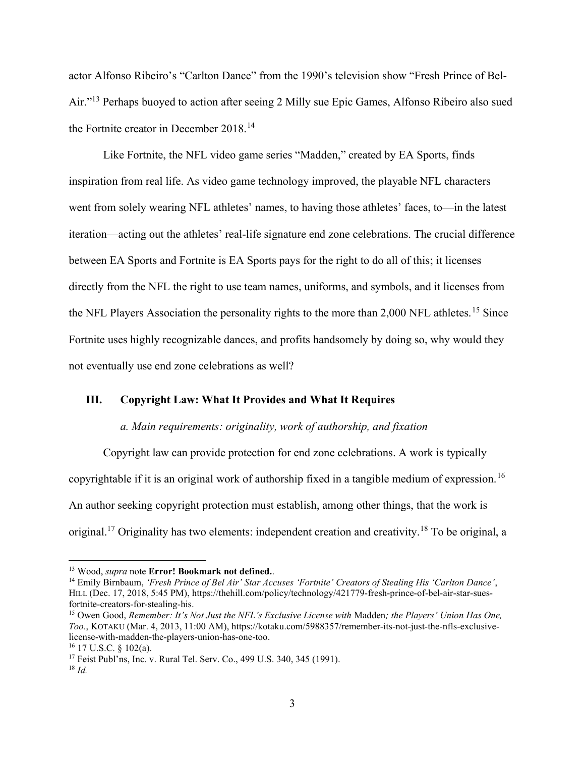actor Alfonso Ribeiro's "Carlton Dance" from the 1990's television show "Fresh Prince of Bel-Air."[13] Perhaps buoyed to action after seeing 2 Milly sue Epic Games, Alfonso Ribeiro also sued the Fortnite creator in December 2018.[14]

Like Fortnite, the NFL video game series "Madden," created by EA Sports, finds inspiration from real life. As video game technology improved, the playable NFL characters went from solely wearing NFL athletes' names, to having those athletes' faces, to—in the latest iteration—acting out the athletes' real-life signature end zone celebrations. The crucial difference between EA Sports and Fortnite is EA Sports pays for the right to do all of this; it licenses directly from the NFL the right to use team names, uniforms, and symbols, and it licenses from the NFL Players Association the personality rights to the more than 2,000 NFL athletes.[15] Since Fortnite uses highly recognizable dances, and profits handsomely by doing so, why would they not eventually use end zone celebrations as well?

## III. Copyright Law: What It Provides and What It Requires

### *a. Main requirements: originality, work of authorship, and fixation*

Copyright law can provide protection for end zone celebrations. A work is typically copyrightable if it is an original work of authorship fixed in a tangible medium of expression.[16] An author seeking copyright protection must establish, among other things, that the work is original.[17] Originality has two elements: independent creation and creativity.[18] To be original, a

---

[13] Wood, *supra* note **Error! Bookmark not defined.**.

[14] Emily Birnbaum, *'Fresh Prince of Bel Air' Star Accuses 'Fortnite' Creators of Stealing His 'Carlton Dance'*, HILL (Dec. 17, 2018, 5:45 PM), https://thehill.com/policy/technology/421779-fresh-prince-of-bel-air-star-sues-fortnite-creators-for-stealing-his.

[15] Owen Good, *Remember: It's Not Just the NFL's Exclusive License with* Madden*; the Players' Union Has One, Too.*, KOTAKU (Mar. 4, 2013, 11:00 AM), https://kotaku.com/5988357/remember-its-not-just-the-nfls-exclusive-license-with-madden-the-players-union-has-one-too.

[16] 17 U.S.C. § 102(a).

[17] Feist Publ'ns, Inc. v. Rural Tel. Serv. Co., 499 U.S. 340, 345 (1991).

[18] *Id.*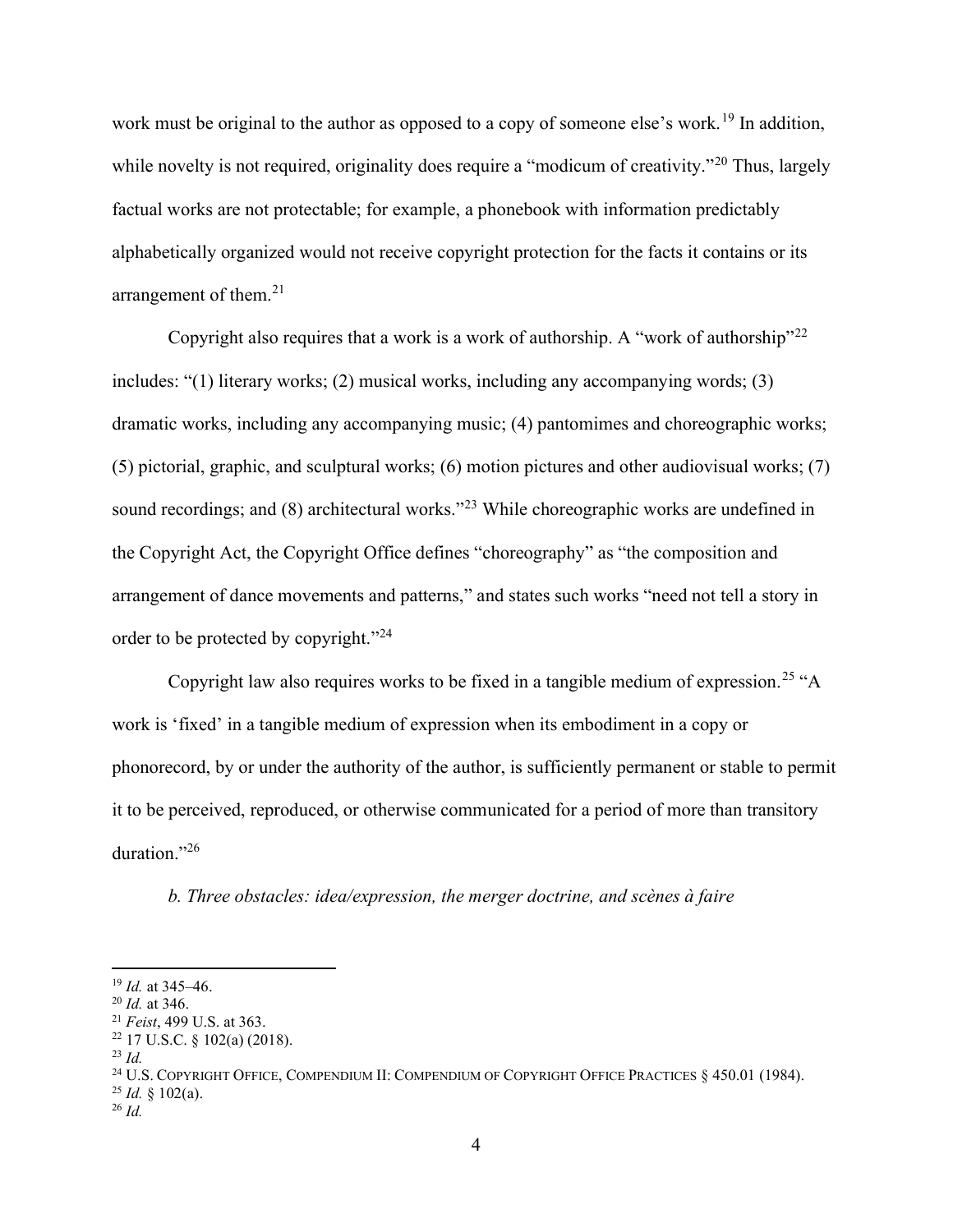work must be original to the author as opposed to a copy of someone else's work.[19] In addition, while novelty is not required, originality does require a "modicum of creativity."[20] Thus, largely factual works are not protectable; for example, a phonebook with information predictably alphabetically organized would not receive copyright protection for the facts it contains or its arrangement of them.[21]

Copyright also requires that a work is a work of authorship. A "work of authorship"[22] includes: "(1) literary works; (2) musical works, including any accompanying words; (3) dramatic works, including any accompanying music; (4) pantomimes and choreographic works; (5) pictorial, graphic, and sculptural works; (6) motion pictures and other audiovisual works; (7) sound recordings; and (8) architectural works."[23] While choreographic works are undefined in the Copyright Act, the Copyright Office defines "choreography" as "the composition and arrangement of dance movements and patterns," and states such works "need not tell a story in order to be protected by copyright."[24]

Copyright law also requires works to be fixed in a tangible medium of expression.[25] "A work is 'fixed' in a tangible medium of expression when its embodiment in a copy or phonorecord, by or under the authority of the author, is sufficiently permanent or stable to permit it to be perceived, reproduced, or otherwise communicated for a period of more than transitory duration."[26]

*b. Three obstacles: idea/expression, the merger doctrine, and scènes à faire*

---

[19] *Id.* at 345–46.
[20] *Id.* at 346.
[21] *Feist*, 499 U.S. at 363.
[22] 17 U.S.C. § 102(a) (2018).
[23] *Id.*
[24] U.S. Copyright Office, Compendium II: Compendium of Copyright Office Practices § 450.01 (1984).
[25] *Id.* § 102(a).
[26] *Id.*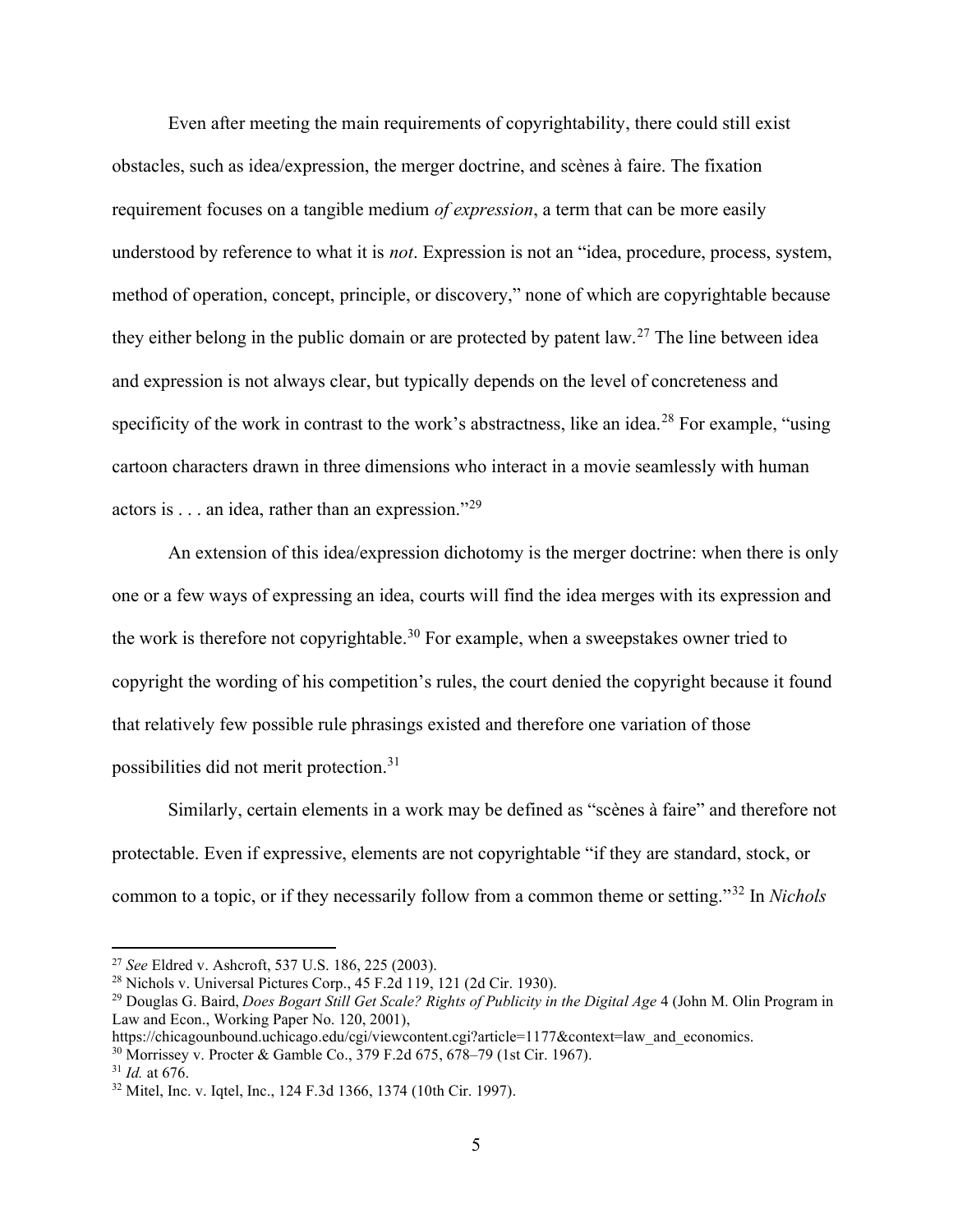Even after meeting the main requirements of copyrightability, there could still exist obstacles, such as idea/expression, the merger doctrine, and scènes à faire. The fixation requirement focuses on a tangible medium *of expression*, a term that can be more easily understood by reference to what it is *not*. Expression is not an "idea, procedure, process, system, method of operation, concept, principle, or discovery," none of which are copyrightable because they either belong in the public domain or are protected by patent law.[27] The line between idea and expression is not always clear, but typically depends on the level of concreteness and specificity of the work in contrast to the work's abstractness, like an idea.[28] For example, "using cartoon characters drawn in three dimensions who interact in a movie seamlessly with human actors is . . . an idea, rather than an expression."[29]

An extension of this idea/expression dichotomy is the merger doctrine: when there is only one or a few ways of expressing an idea, courts will find the idea merges with its expression and the work is therefore not copyrightable.[30] For example, when a sweepstakes owner tried to copyright the wording of his competition's rules, the court denied the copyright because it found that relatively few possible rule phrasings existed and therefore one variation of those possibilities did not merit protection.[31]

Similarly, certain elements in a work may be defined as "scènes à faire" and therefore not protectable. Even if expressive, elements are not copyrightable "if they are standard, stock, or common to a topic, or if they necessarily follow from a common theme or setting."[32] In *Nichols*

---

[27] *See* Eldred v. Ashcroft, 537 U.S. 186, 225 (2003).

[28] Nichols v. Universal Pictures Corp., 45 F.2d 119, 121 (2d Cir. 1930).

[29] Douglas G. Baird, *Does Bogart Still Get Scale? Rights of Publicity in the Digital Age* 4 (John M. Olin Program in Law and Econ., Working Paper No. 120, 2001), https://chicagounbound.uchicago.edu/cgi/viewcontent.cgi?article=1177&context=law_and_economics.

[30] Morrissey v. Procter & Gamble Co., 379 F.2d 675, 678–79 (1st Cir. 1967).

[31] *Id.* at 676.

[32] Mitel, Inc. v. Iqtel, Inc., 124 F.3d 1366, 1374 (10th Cir. 1997).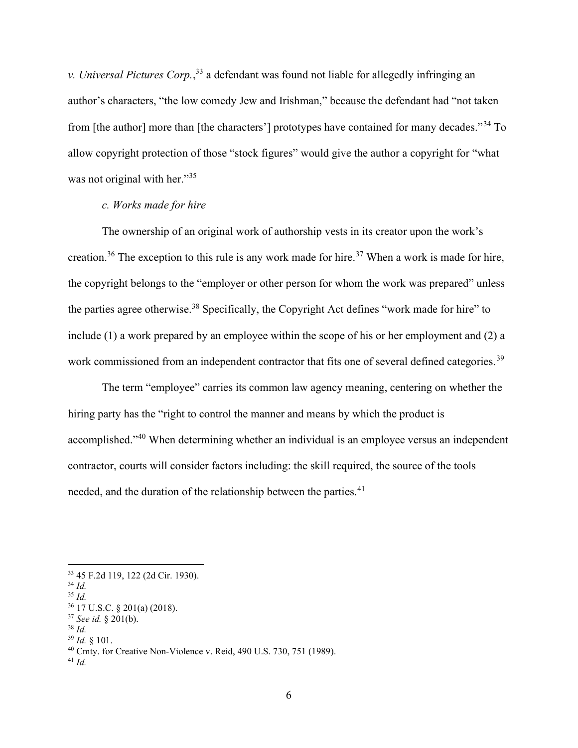*v. Universal Pictures Corp.*,[33] a defendant was found not liable for allegedly infringing an author's characters, "the low comedy Jew and Irishman," because the defendant had "not taken from [the author] more than [the characters'] prototypes have contained for many decades."[34] To allow copyright protection of those "stock figures" would give the author a copyright for "what was not original with her."[35]

*c. Works made for hire*

The ownership of an original work of authorship vests in its creator upon the work's creation.[36] The exception to this rule is any work made for hire.[37] When a work is made for hire, the copyright belongs to the "employer or other person for whom the work was prepared" unless the parties agree otherwise.[38] Specifically, the Copyright Act defines "work made for hire" to include (1) a work prepared by an employee within the scope of his or her employment and (2) a work commissioned from an independent contractor that fits one of several defined categories.[39]

The term "employee" carries its common law agency meaning, centering on whether the hiring party has the "right to control the manner and means by which the product is accomplished."[40] When determining whether an individual is an employee versus an independent contractor, courts will consider factors including: the skill required, the source of the tools needed, and the duration of the relationship between the parties.[41]

---

[33] 45 F.2d 119, 122 (2d Cir. 1930).
[34] *Id.*
[35] *Id.*
[36] 17 U.S.C. § 201(a) (2018).
[37] *See id.* § 201(b).
[38] *Id.*
[39] *Id.* § 101.
[40] Cmty. for Creative Non-Violence v. Reid, 490 U.S. 730, 751 (1989).
[41] *Id.*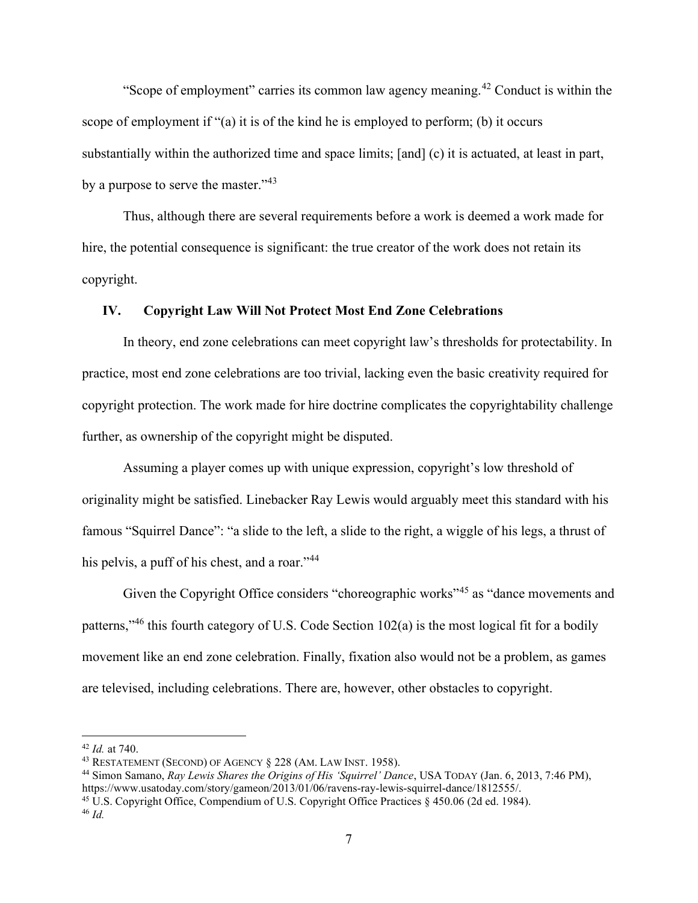"Scope of employment" carries its common law agency meaning.[42] Conduct is within the scope of employment if "(a) it is of the kind he is employed to perform; (b) it occurs substantially within the authorized time and space limits; [and] (c) it is actuated, at least in part, by a purpose to serve the master."[43]

Thus, although there are several requirements before a work is deemed a work made for hire, the potential consequence is significant: the true creator of the work does not retain its copyright.

## IV. Copyright Law Will Not Protect Most End Zone Celebrations

In theory, end zone celebrations can meet copyright law's thresholds for protectability. In practice, most end zone celebrations are too trivial, lacking even the basic creativity required for copyright protection. The work made for hire doctrine complicates the copyrightability challenge further, as ownership of the copyright might be disputed.

Assuming a player comes up with unique expression, copyright's low threshold of originality might be satisfied. Linebacker Ray Lewis would arguably meet this standard with his famous "Squirrel Dance": "a slide to the left, a slide to the right, a wiggle of his legs, a thrust of his pelvis, a puff of his chest, and a roar."[44]

Given the Copyright Office considers "choreographic works"[45] as "dance movements and patterns,"[46] this fourth category of U.S. Code Section 102(a) is the most logical fit for a bodily movement like an end zone celebration. Finally, fixation also would not be a problem, as games are televised, including celebrations. There are, however, other obstacles to copyright.

---

[42] *Id.* at 740.

[43] RESTATEMENT (SECOND) OF AGENCY § 228 (AM. LAW INST. 1958).

[44] Simon Samano, *Ray Lewis Shares the Origins of His 'Squirrel' Dance*, USA TODAY (Jan. 6, 2013, 7:46 PM), https://www.usatoday.com/story/gameon/2013/01/06/ravens-ray-lewis-squirrel-dance/1812555/.

[45] U.S. Copyright Office, Compendium of U.S. Copyright Office Practices § 450.06 (2d ed. 1984).

[46] *Id.*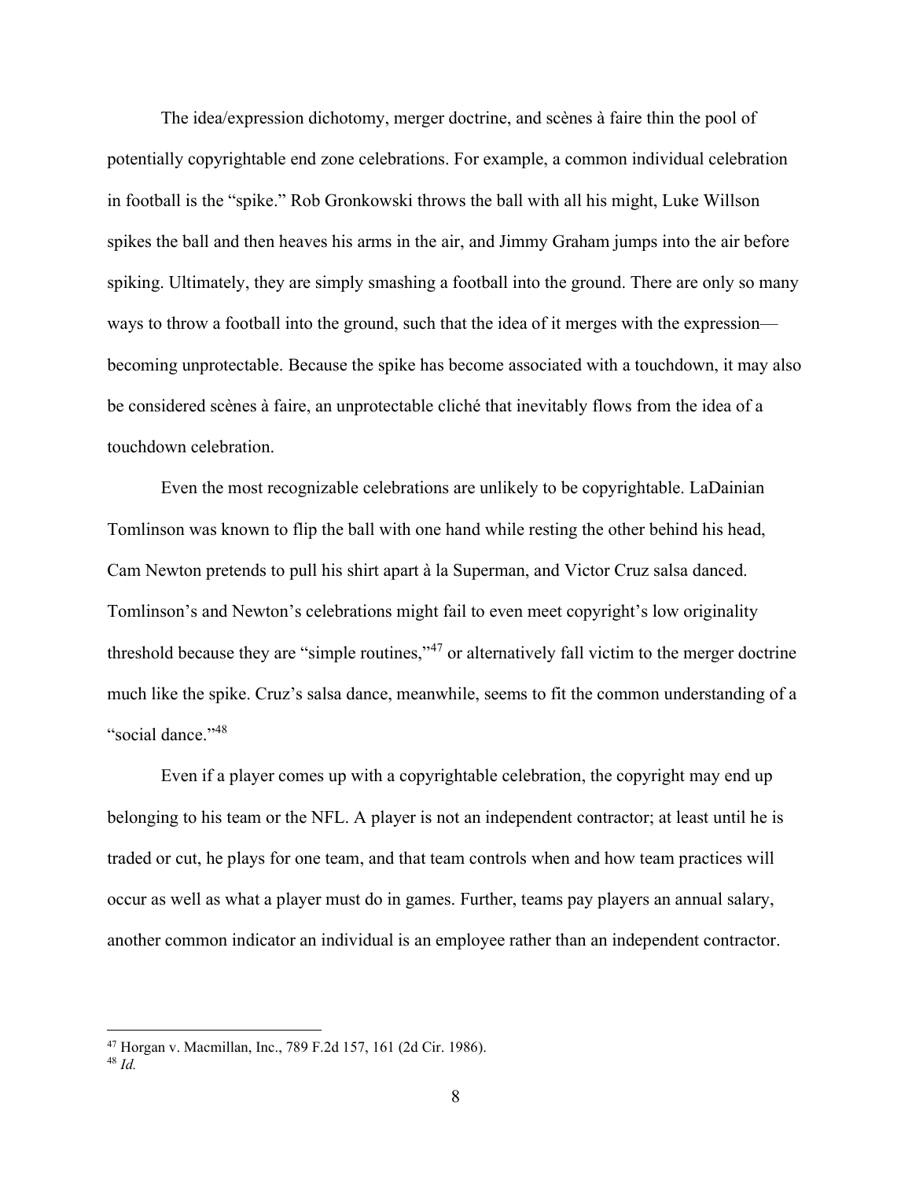The idea/expression dichotomy, merger doctrine, and scènes à faire thin the pool of potentially copyrightable end zone celebrations. For example, a common individual celebration in football is the "spike." Rob Gronkowski throws the ball with all his might, Luke Willson spikes the ball and then heaves his arms in the air, and Jimmy Graham jumps into the air before spiking. Ultimately, they are simply smashing a football into the ground. There are only so many ways to throw a football into the ground, such that the idea of it merges with the expression—becoming unprotectable. Because the spike has become associated with a touchdown, it may also be considered scènes à faire, an unprotectable cliché that inevitably flows from the idea of a touchdown celebration.

Even the most recognizable celebrations are unlikely to be copyrightable. LaDainian Tomlinson was known to flip the ball with one hand while resting the other behind his head, Cam Newton pretends to pull his shirt apart à la Superman, and Victor Cruz salsa danced. Tomlinson's and Newton's celebrations might fail to even meet copyright's low originality threshold because they are "simple routines,"[47] or alternatively fall victim to the merger doctrine much like the spike. Cruz's salsa dance, meanwhile, seems to fit the common understanding of a "social dance."[48]

Even if a player comes up with a copyrightable celebration, the copyright may end up belonging to his team or the NFL. A player is not an independent contractor; at least until he is traded or cut, he plays for one team, and that team controls when and how team practices will occur as well as what a player must do in games. Further, teams pay players an annual salary, another common indicator an individual is an employee rather than an independent contractor.

---

[47] Horgan v. Macmillan, Inc., 789 F.2d 157, 161 (2d Cir. 1986).

[48] *Id.*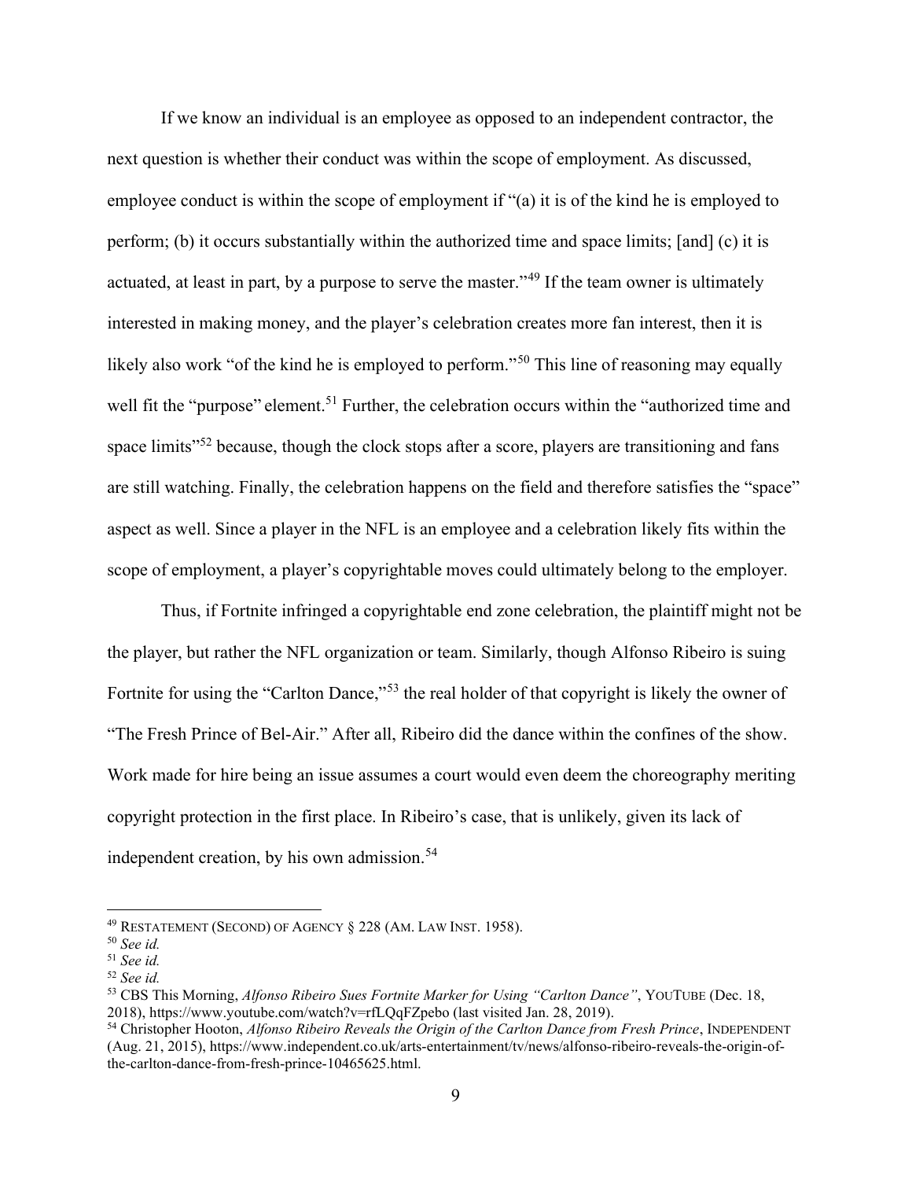If we know an individual is an employee as opposed to an independent contractor, the next question is whether their conduct was within the scope of employment. As discussed, employee conduct is within the scope of employment if "(a) it is of the kind he is employed to perform; (b) it occurs substantially within the authorized time and space limits; [and] (c) it is actuated, at least in part, by a purpose to serve the master."[49] If the team owner is ultimately interested in making money, and the player's celebration creates more fan interest, then it is likely also work "of the kind he is employed to perform."[50] This line of reasoning may equally well fit the "purpose" element.[51] Further, the celebration occurs within the "authorized time and space limits"[52] because, though the clock stops after a score, players are transitioning and fans are still watching. Finally, the celebration happens on the field and therefore satisfies the "space" aspect as well. Since a player in the NFL is an employee and a celebration likely fits within the scope of employment, a player's copyrightable moves could ultimately belong to the employer.

Thus, if Fortnite infringed a copyrightable end zone celebration, the plaintiff might not be the player, but rather the NFL organization or team. Similarly, though Alfonso Ribeiro is suing Fortnite for using the "Carlton Dance,"[53] the real holder of that copyright is likely the owner of "The Fresh Prince of Bel-Air." After all, Ribeiro did the dance within the confines of the show. Work made for hire being an issue assumes a court would even deem the choreography meriting copyright protection in the first place. In Ribeiro's case, that is unlikely, given its lack of independent creation, by his own admission.[54]

---

[49] RESTATEMENT (SECOND) OF AGENCY § 228 (AM. LAW INST. 1958).

[50] *See id.*

[51] *See id.*

[52] *See id.*

[53] CBS This Morning, *Alfonso Ribeiro Sues Fortnite Marker for Using "Carlton Dance"*, YOUTUBE (Dec. 18, 2018), https://www.youtube.com/watch?v=rfLQqFZpebo (last visited Jan. 28, 2019).

[54] Christopher Hooton, *Alfonso Ribeiro Reveals the Origin of the Carlton Dance from Fresh Prince*, INDEPENDENT (Aug. 21, 2015), https://www.independent.co.uk/arts-entertainment/tv/news/alfonso-ribeiro-reveals-the-origin-of-the-carlton-dance-from-fresh-prince-10465625.html.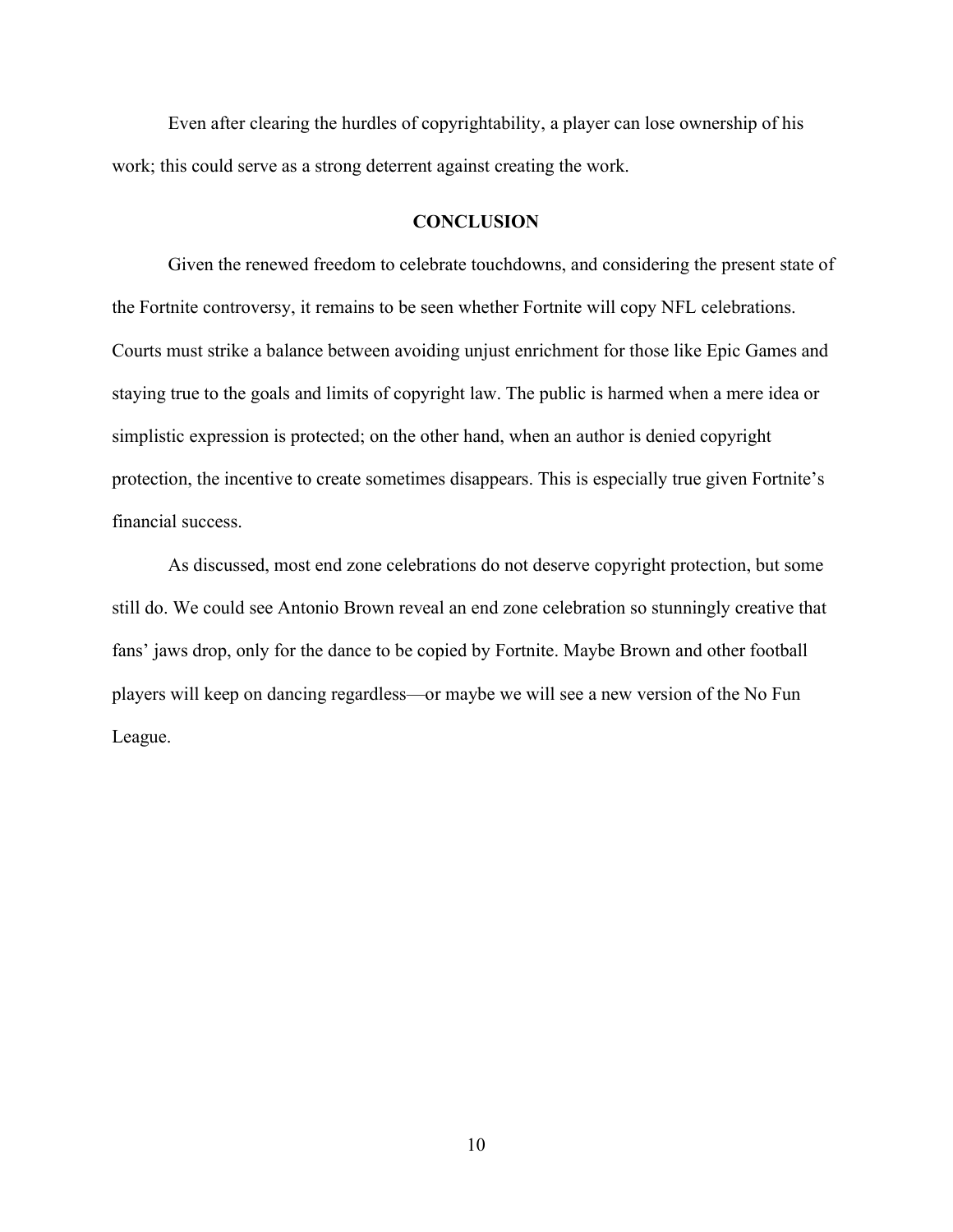Even after clearing the hurdles of copyrightability, a player can lose ownership of his work; this could serve as a strong deterrent against creating the work.

## CONCLUSION

Given the renewed freedom to celebrate touchdowns, and considering the present state of the Fortnite controversy, it remains to be seen whether Fortnite will copy NFL celebrations. Courts must strike a balance between avoiding unjust enrichment for those like Epic Games and staying true to the goals and limits of copyright law. The public is harmed when a mere idea or simplistic expression is protected; on the other hand, when an author is denied copyright protection, the incentive to create sometimes disappears. This is especially true given Fortnite's financial success.

As discussed, most end zone celebrations do not deserve copyright protection, but some still do. We could see Antonio Brown reveal an end zone celebration so stunningly creative that fans' jaws drop, only for the dance to be copied by Fortnite. Maybe Brown and other football players will keep on dancing regardless—or maybe we will see a new version of the No Fun League.